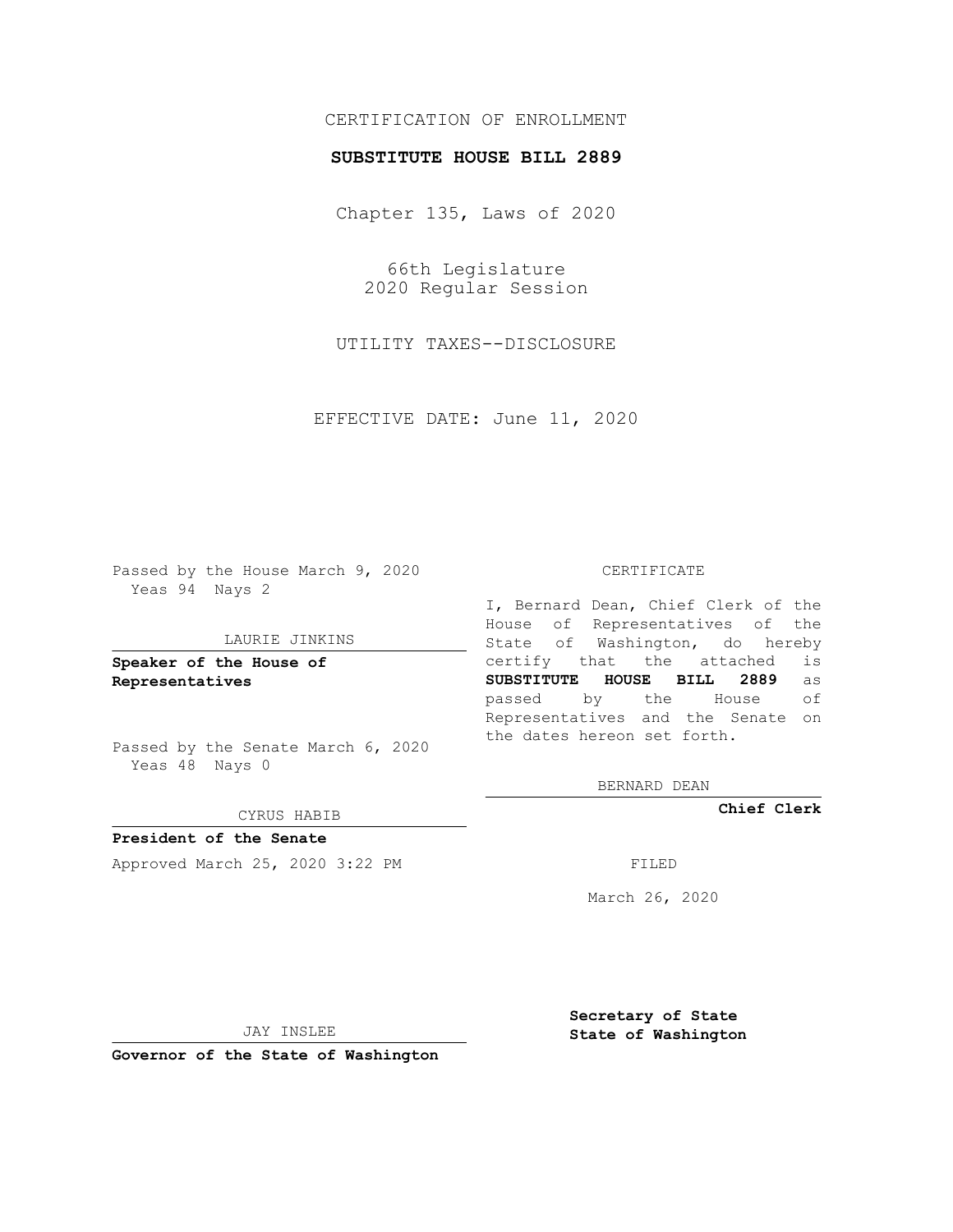CERTIFICATION OF ENROLLMENT

**SUBSTITUTE HOUSE BILL 2889**

Chapter 135, Laws of 2020

66th Legislature
2020 Regular Session

UTILITY TAXES--DISCLOSURE

EFFECTIVE DATE: June 11, 2020

Passed by the House March 9, 2020
Yeas 94 Nays 2

LAURIE JINKINS

**Speaker of the House of Representatives**

Passed by the Senate March 6, 2020
Yeas 48 Nays 0

CYRUS HABIB

**President of the Senate**

Approved March 25, 2020 3:22 PM

JAY INSLEE

**Governor of the State of Washington**

CERTIFICATE

I, Bernard Dean, Chief Clerk of the House of Representatives of the State of Washington, do hereby certify that the attached is **SUBSTITUTE HOUSE BILL 2889** as passed by the House of Representatives and the Senate on the dates hereon set forth.

BERNARD DEAN

**Chief Clerk**

FILED

March 26, 2020

**Secretary of State State of Washington**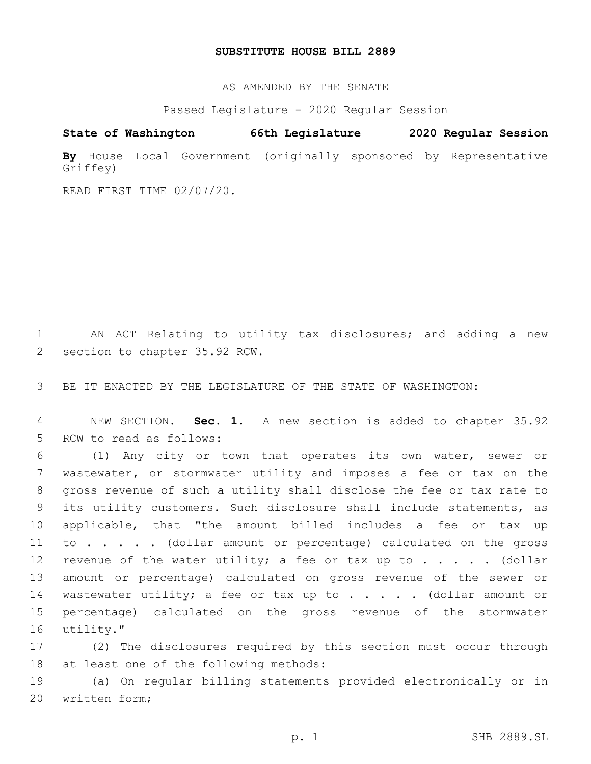# SUBSTITUTE HOUSE BILL 2889

AS AMENDED BY THE SENATE

Passed Legislature - 2020 Regular Session

**State of Washington 66th Legislature 2020 Regular Session**

**By** House Local Government (originally sponsored by Representative Griffey)

READ FIRST TIME 02/07/20.

AN ACT Relating to utility tax disclosures; and adding a new section to chapter 35.92 RCW.

BE IT ENACTED BY THE LEGISLATURE OF THE STATE OF WASHINGTON:

NEW SECTION. **Sec. 1.** A new section is added to chapter 35.92 RCW to read as follows:

(1) Any city or town that operates its own water, sewer or wastewater, or stormwater utility and imposes a fee or tax on the gross revenue of such a utility shall disclose the fee or tax rate to its utility customers. Such disclosure shall include statements, as applicable, that "the amount billed includes a fee or tax up to . . . . . (dollar amount or percentage) calculated on the gross revenue of the water utility; a fee or tax up to . . . . . (dollar amount or percentage) calculated on gross revenue of the sewer or wastewater utility; a fee or tax up to . . . . . (dollar amount or percentage) calculated on the gross revenue of the stormwater utility."

(2) The disclosures required by this section must occur through at least one of the following methods:

(a) On regular billing statements provided electronically or in written form;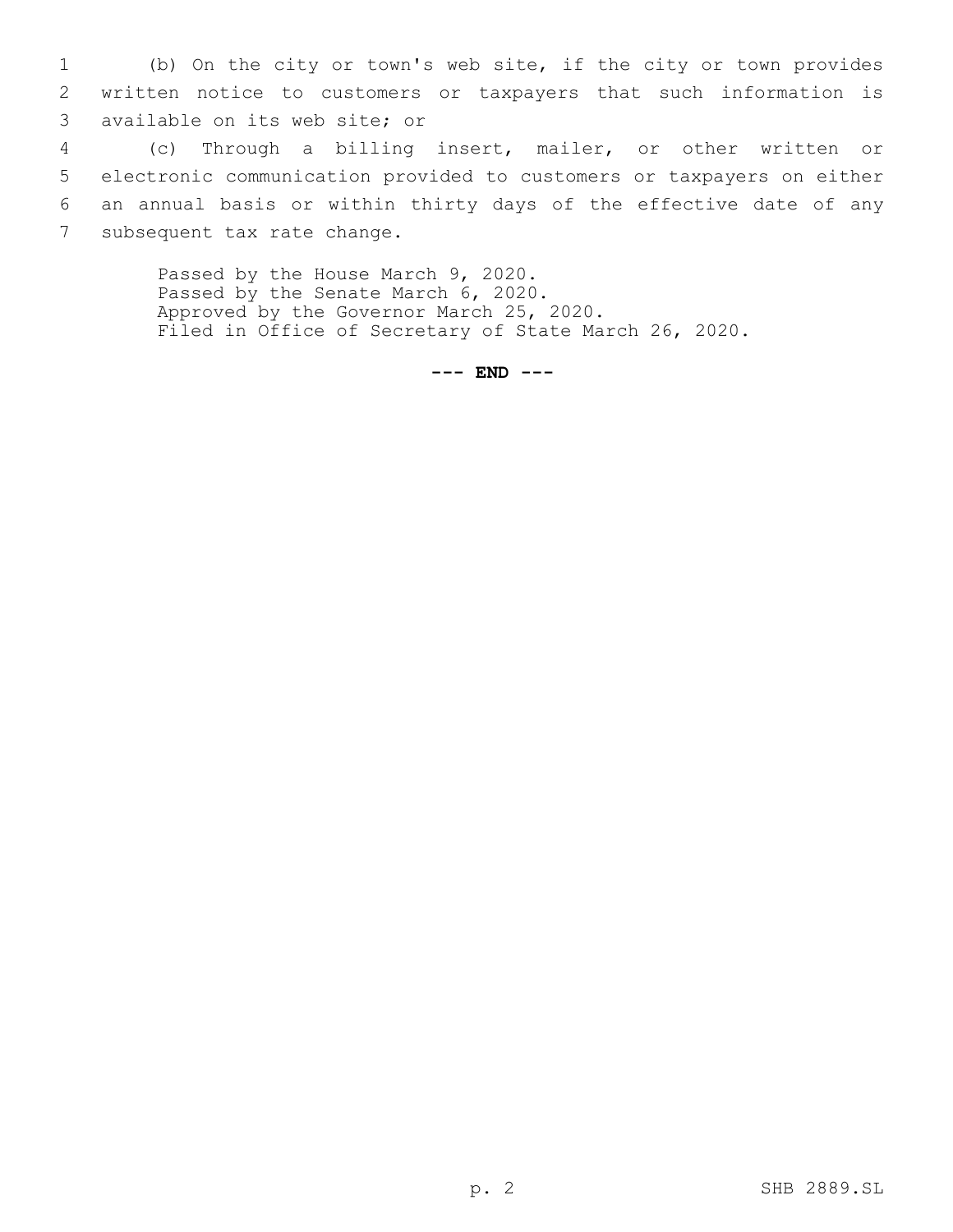(b) On the city or town's web site, if the city or town provides written notice to customers or taxpayers that such information is available on its web site; or

(c) Through a billing insert, mailer, or other written or electronic communication provided to customers or taxpayers on either an annual basis or within thirty days of the effective date of any subsequent tax rate change.

Passed by the House March 9, 2020.
Passed by the Senate March 6, 2020.
Approved by the Governor March 25, 2020.
Filed in Office of Secretary of State March 26, 2020.

**--- END ---**